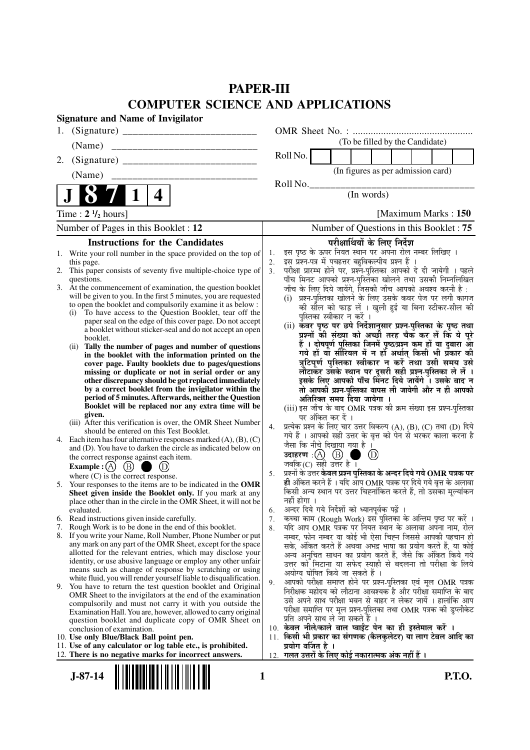# PAPER-III
## COMPUTER SCIENCE AND APPLICATIONS

**Signature and Name of Invigilator**

1. (Signature) __________________________

   (Name) __________________________

2. (Signature) __________________________

   (Name) __________________________

OMR Sheet No. : ...............................................

(To be filled by the Candidate)

Roll No. [ ][ ][ ][ ][ ][ ][ ][ ]

(In figures as per admission card)

Roll No.________________________________

(In words)

**J 8 7 1 4**

Time : **2 ½ hours** | [Maximum Marks : **150**

Number of Pages in this Booklet : 12 | Number of Questions in this Booklet : 75

### Instructions for the Candidates

1. Write your roll number in the space provided on the top of this page.
2. This paper consists of seventy five multiple-choice type of questions.
3. At the commencement of examination, the question booklet will be given to you. In the first 5 minutes, you are requested to open the booklet and compulsorily examine it as below :
   (i) To have access to the Question Booklet, tear off the paper seal on the edge of this cover page. Do not accept a booklet without sticker-seal and do not accept an open booklet.
   (ii) **Tally the number of pages and number of questions in the booklet with the information printed on the cover page. Faulty booklets due to pages/questions missing or duplicate or not in serial order or any other discrepancy should be got replaced immediately by a correct booklet from the invigilator within the period of 5 minutes. Afterwards, neither the Question Booklet will be replaced nor any extra time will be given.**
   (iii) After this verification is over, the OMR Sheet Number should be entered on this Test Booklet.
4. Each item has four alternative responses marked (A), (B), (C) and (D). You have to darken the circle as indicated below on the correct response against each item.
   **Example :** (A) (B) ● (D)
   where (C) is the correct response.
5. Your responses to the items are to be indicated in the **OMR Sheet given inside the Booklet only.** If you mark at any place other than in the circle in the OMR Sheet, it will not be evaluated.
6. Read instructions given inside carefully.
7. Rough Work is to be done in the end of this booklet.
8. If you write your Name, Roll Number, Phone Number or put any mark on any part of the OMR Sheet, except for the space allotted for the relevant entries, which may disclose your identity, or use abusive language or employ any other unfair means such as change of response by scratching or using white fluid, you will render yourself liable to disqualification.
9. You have to return the test question booklet and Original OMR Sheet to the invigilators at the end of the examination compulsorily and must not carry it with you outside the Examination Hall. You are, however, allowed to carry original question booklet and duplicate copy of OMR Sheet on conclusion of examination.
10. **Use only Blue/Black Ball point pen.**
11. **Use of any calculator or log table etc., is prohibited.**
12. **There is no negative marks for incorrect answers.**

### परीक्षार्थियों के लिए निर्देश

1. इस पृष्ठ के ऊपर नियत स्थान पर अपना रोल नम्बर लिखिए ।
2. इस प्रश्न-पत्र में पचहत्तर बहुविकल्पीय प्रश्न हैं ।
3. परीक्षा प्रारम्भ होने पर, प्रश्न-पुस्तिका आपको दे दी जायेगी । पहले पाँच मिनट आपको प्रश्न-पुस्तिका खोलने तथा उसकी निम्नलिखित जाँच के लिए दिये जायेंगे, जिसकी जाँच आपको अवश्य करनी है :
   (i) प्रश्न-पुस्तिका खोलने के लिए उसके कवर पेज पर लगी कागज की सील को फाड़ लें । खुली हुई या बिना स्टीकर-सील की पुस्तिका स्वीकार न करें ।
   (ii) **कवर पृष्ठ पर छपे निर्देशानुसार प्रश्न-पुस्तिका के पृष्ठ तथा प्रश्नों की संख्या को अच्छी तरह चैक कर लें कि ये पूरे हैं । दोषपूर्ण पुस्तिका जिनमें पृष्ठ/प्रश्न कम हों या दुबारा आ गये हों या सीरियल में न हों अर्थात् किसी भी प्रकार की त्रुटिपूर्ण पुस्तिका स्वीकार न करें तथा उसी समय उसे लौटाकर उसके स्थान पर दूसरी सही प्रश्न-पुस्तिका ले लें । इसके लिए आपको पाँच मिनट दिये जायेंगे । उसके बाद न तो आपकी प्रश्न-पुस्तिका वापस ली जायेगी और न ही आपको अतिरिक्त समय दिया जायेगा ।**
   (iii) इस जाँच के बाद OMR पत्रक की क्रम संख्या इस प्रश्न-पुस्तिका पर अंकित कर दें ।
4. प्रत्येक प्रश्न के लिए चार उत्तर विकल्प (A), (B), (C) तथा (D) दिये गये हैं । आपको सही उत्तर के वृत्त को पेन से भरकर काला करना है जैसा कि नीचे दिखाया गया है ।
   **उदाहरण :** (A) (B) ● (D)
   जबकि (C) सही उत्तर है ।
5. प्रश्नों के उत्तर **केवल प्रश्न पुस्तिका के अन्दर दिये गये OMR पत्रक पर ही** अंकित करने हैं । यदि आप OMR पत्रक पर दिये गये वृत्त के अलावा किसी अन्य स्थान पर उत्तर चिह्नांकित करते हैं, तो उसका मूल्यांकन नहीं होगा ।
6. अन्दर दिये गये निर्देशों को ध्यानपूर्वक पढ़ें ।
7. कच्चा काम (Rough Work) इस पुस्तिका के अन्तिम पृष्ठ पर करें ।
8. यदि आप OMR पत्रक पर नियत स्थान के अलावा अपना नाम, रोल नम्बर, फोन नम्बर या कोई भी ऐसा चिह्न जिससे आपकी पहचान हो सके, अंकित करते हैं अथवा अभद्र भाषा का प्रयोग करते हैं, या कोई अन्य अनुचित साधन का प्रयोग करते हैं, जैसे कि अंकित किये गये उत्तर को मिटाना या सफेद स्याही से बदलना तो परीक्षा के लिये अयोग्य घोषित किये जा सकते हैं ।
9. आपको परीक्षा समाप्त होने पर प्रश्न-पुस्तिका एवं मूल OMR पत्रक निरीक्षक महोदय को लौटाना आवश्यक है और परीक्षा समाप्ति के बाद उसे अपने साथ परीक्षा भवन से बाहर न लेकर जायें । हालांकि आप परीक्षा समाप्ति पर मूल प्रश्न-पुस्तिका तथा OMR पत्रक की डुप्लीकेट प्रति अपने साथ ले जा सकते हैं ।
10. **केवल नीले/काले बाल प्वाईंट पेन का ही इस्तेमाल करें ।**
11. **किसी भी प्रकार का संगणक (कैलकुलेटर) या लाग टेबल आदि का प्रयोग वर्जित है ।**
12. **गलत उत्तरों के लिए कोई नकारात्मक अंक नहीं हैं ।**

J-87-14

P.T.O.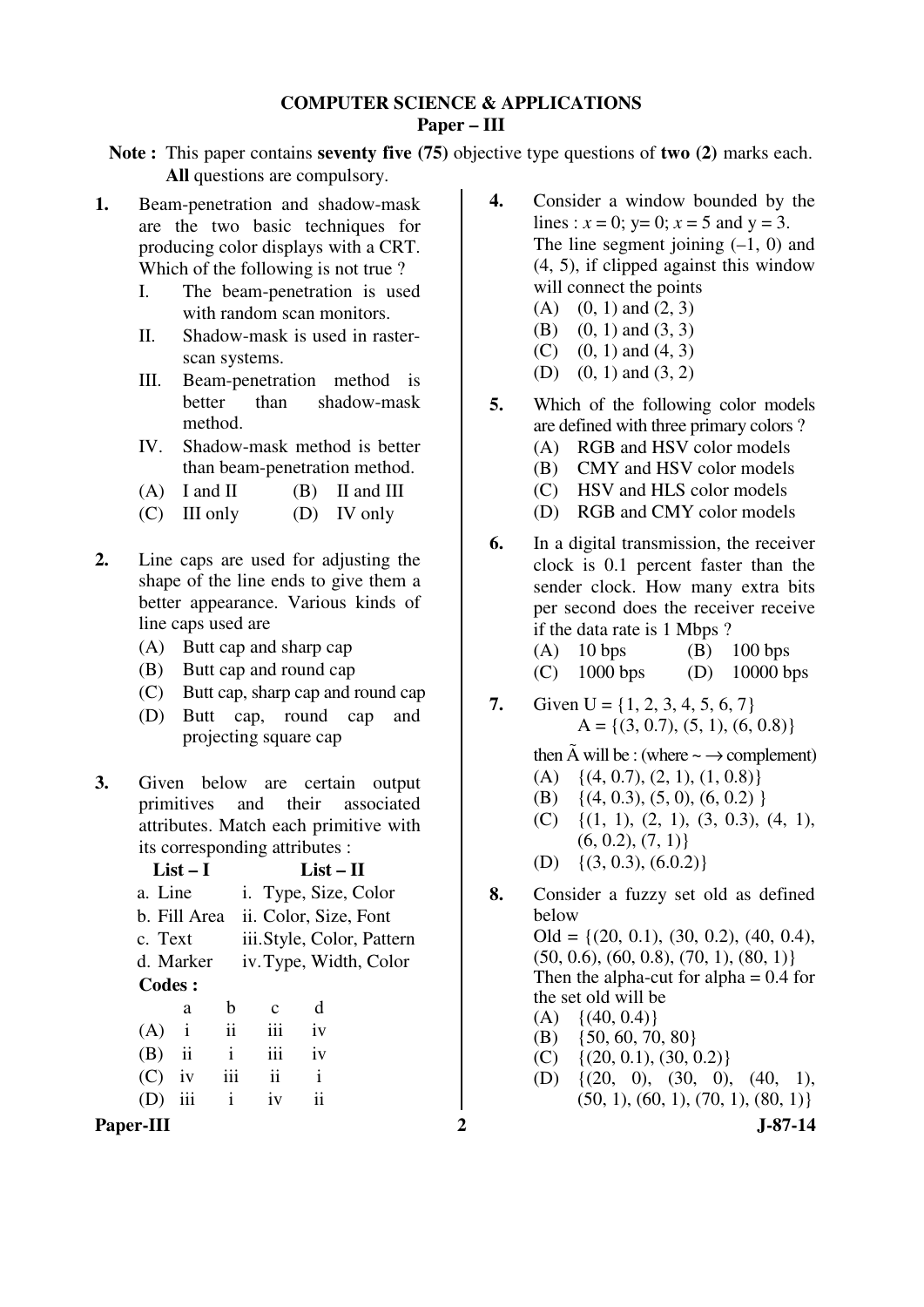## COMPUTER SCIENCE & APPLICATIONS
### Paper – III

**Note :** This paper contains **seventy five (75)** objective type questions of **two (2)** marks each. **All** questions are compulsory.

**1.** Beam-penetration and shadow-mask are the two basic techniques for producing color displays with a CRT. Which of the following is not true ?

I. The beam-penetration is used with random scan monitors.

II. Shadow-mask is used in raster-scan systems.

III. Beam-penetration method is better than shadow-mask method.

IV. Shadow-mask method is better than beam-penetration method.

(A) I and II (B) II and III
(C) III only (D) IV only

**2.** Line caps are used for adjusting the shape of the line ends to give them a better appearance. Various kinds of line caps used are

(A) Butt cap and sharp cap
(B) Butt cap and round cap
(C) Butt cap, sharp cap and round cap
(D) Butt cap, round cap and projecting square cap

**3.** Given below are certain output primitives and their associated attributes. Match each primitive with its corresponding attributes :

| List – I | List – II |
|---|---|
| a. Line | i. Type, Size, Color |
| b. Fill Area | ii. Color, Size, Font |
| c. Text | iii. Style, Color, Pattern |
| d. Marker | iv. Type, Width, Color |

**Codes :**

| | a | b | c | d |
|---|---|---|---|---|
| (A) | i | ii | iii | iv |
| (B) | ii | i | iii | iv |
| (C) | iv | iii | ii | i |
| (D) | iii | i | iv | ii |

**4.** Consider a window bounded by the lines : $x = 0$; $y = 0$; $x = 5$ and $y = 3$. The line segment joining (–1, 0) and (4, 5), if clipped against this window will connect the points

(A) (0, 1) and (2, 3)
(B) (0, 1) and (3, 3)
(C) (0, 1) and (4, 3)
(D) (0, 1) and (3, 2)

**5.** Which of the following color models are defined with three primary colors ?

(A) RGB and HSV color models
(B) CMY and HSV color models
(C) HSV and HLS color models
(D) RGB and CMY color models

**6.** In a digital transmission, the receiver clock is 0.1 percent faster than the sender clock. How many extra bits per second does the receiver receive if the data rate is 1 Mbps ?

(A) 10 bps (B) 100 bps
(C) 1000 bps (D) 10000 bps

**7.** Given U = {1, 2, 3, 4, 5, 6, 7}
A = {(3, 0.7), (5, 1), (6, 0.8)}

then $\tilde{A}$ will be : (where ~ → complement)

(A) {(4, 0.7), (2, 1), (1, 0.8)}
(B) {(4, 0.3), (5, 0), (6, 0.2) }
(C) {(1, 1), (2, 1), (3, 0.3), (4, 1), (6, 0.2), (7, 1)}
(D) {(3, 0.3), (6.0.2)}

**8.** Consider a fuzzy set old as defined below
Old = {(20, 0.1), (30, 0.2), (40, 0.4), (50, 0.6), (60, 0.8), (70, 1), (80, 1)}
Then the alpha-cut for alpha = 0.4 for the set old will be

(A) {(40, 0.4)}
(B) {50, 60, 70, 80}
(C) {(20, 0.1), (30, 0.2)}
(D) {(20, 0), (30, 0), (40, 1), (50, 1), (60, 1), (70, 1), (80, 1)}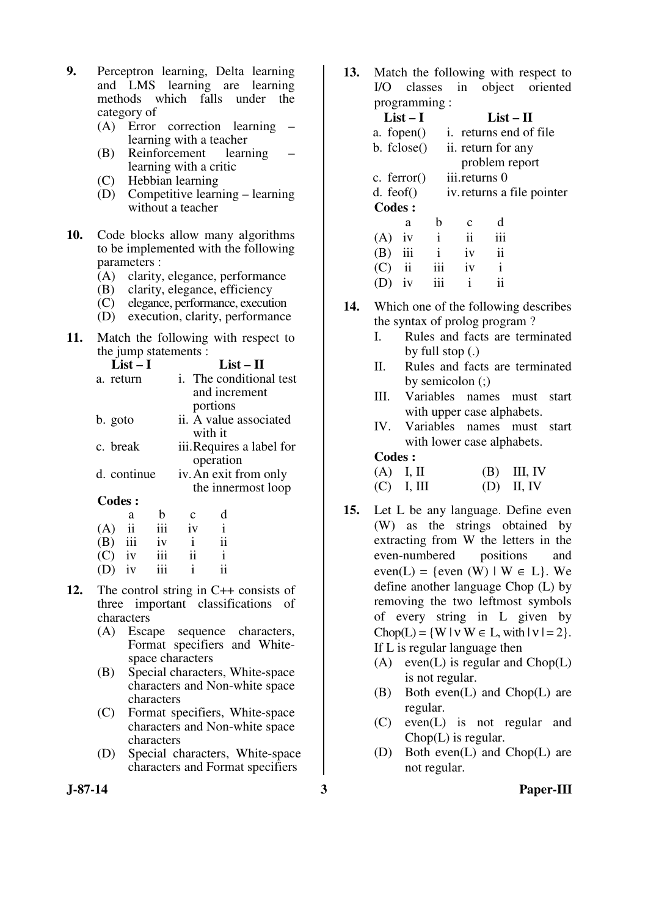**9.** Perceptron learning, Delta learning and LMS learning are learning methods which falls under the category of

(A) Error correction learning – learning with a teacher
(B) Reinforcement learning – learning with a critic
(C) Hebbian learning
(D) Competitive learning – learning without a teacher

**10.** Code blocks allow many algorithms to be implemented with the following parameters :

(A) clarity, elegance, performance
(B) clarity, elegance, efficiency
(C) elegance, performance, execution
(D) execution, clarity, performance

**11.** Match the following with respect to the jump statements :

| List – I | List – II |
|---|---|
| a. return | i. The conditional test and increment portions |
| b. goto | ii. A value associated with it |
| c. break | iii. Requires a label for operation |
| d. continue | iv. An exit from only the innermost loop |

**Codes :**

| | a | b | c | d |
|---|---|---|---|---|
| (A) | ii | iii | iv | i |
| (B) | iii | iv | i | ii |
| (C) | iv | iii | ii | i |
| (D) | iv | iii | i | ii |

**12.** The control string in C++ consists of three important classifications of characters

(A) Escape sequence characters, Format specifiers and White-space characters
(B) Special characters, White-space characters and Non-white space characters
(C) Format specifiers, White-space characters and Non-white space characters
(D) Special characters, White-space characters and Format specifiers

**13.** Match the following with respect to I/O classes in object oriented programming :

| List – I | List – II |
|---|---|
| a. fopen() | i. returns end of file |
| b. fclose() | ii. return for any problem report |
| c. ferror() | iii. returns 0 |
| d. feof() | iv. returns a file pointer |

**Codes :**

| | a | b | c | d |
|---|---|---|---|---|
| (A) | iv | i | ii | iii |
| (B) | iii | i | iv | ii |
| (C) | ii | iii | iv | i |
| (D) | iv | iii | i | ii |

**14.** Which one of the following describes the syntax of prolog program ?

I. Rules and facts are terminated by full stop (.)
II. Rules and facts are terminated by semicolon (;)
III. Variables names must start with upper case alphabets.
IV. Variables names must start with lower case alphabets.

**Codes :**

(A) I, II
(B) III, IV
(C) I, III
(D) II, IV

**15.** Let L be any language. Define even (W) as the strings obtained by extracting from W the letters in the even-numbered positions and even(L) = {even (W) | W $\in$ L}. We define another language Chop (L) by removing the two leftmost symbols of every string in L given by Chop(L) = {W | $\nu$ W $\in$ L, with | $\nu$ | = 2}. If L is regular language then

(A) even(L) is regular and Chop(L) is not regular.
(B) Both even(L) and Chop(L) are regular.
(C) even(L) is not regular and Chop(L) is regular.
(D) Both even(L) and Chop(L) are not regular.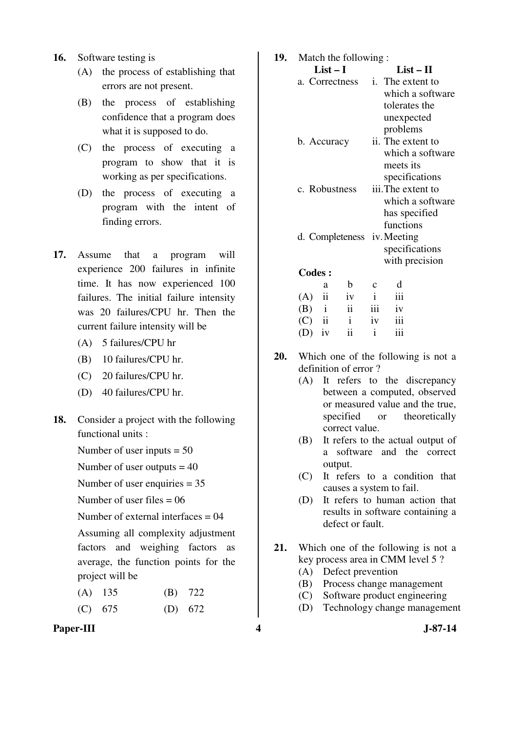16. Software testing is

    (A) the process of establishing that errors are not present.

    (B) the process of establishing confidence that a program does what it is supposed to do.

    (C) the process of executing a program to show that it is working as per specifications.

    (D) the process of executing a program with the intent of finding errors.

17. Assume that a program will experience 200 failures in infinite time. It has now experienced 100 failures. The initial failure intensity was 20 failures/CPU hr. Then the current failure intensity will be

    (A) 5 failures/CPU hr

    (B) 10 failures/CPU hr.

    (C) 20 failures/CPU hr.

    (D) 40 failures/CPU hr.

18. Consider a project with the following functional units :

    Number of user inputs = 50

    Number of user outputs = 40

    Number of user enquiries = 35

    Number of user files = 06

    Number of external interfaces = 04

    Assuming all complexity adjustment factors and weighing factors as average, the function points for the project will be

    (A) 135 (B) 722

    (C) 675 (D) 672

19. Match the following :

| List – I | List – II |
|---|---|
| a. Correctness | i. The extent to which a software tolerates the unexpected problems |
| b. Accuracy | ii. The extent to which a software meets its specifications |
| c. Robustness | iii. The extent to which a software has specified functions |
| d. Completeness | iv. Meeting specifications with precision |

**Codes :**

| | a | b | c | d |
|---|---|---|---|---|
| (A) | ii | iv | i | iii |
| (B) | i | ii | iii | iv |
| (C) | ii | i | iv | iii |
| (D) | iv | ii | i | iii |

20. Which one of the following is not a definition of error ?

    (A) It refers to the discrepancy between a computed, observed or measured value and the true, specified or theoretically correct value.

    (B) It refers to the actual output of a software and the correct output.

    (C) It refers to a condition that causes a system to fail.

    (D) It refers to human action that results in software containing a defect or fault.

21. Which one of the following is not a key process area in CMM level 5 ?

    (A) Defect prevention

    (B) Process change management

    (C) Software product engineering

    (D) Technology change management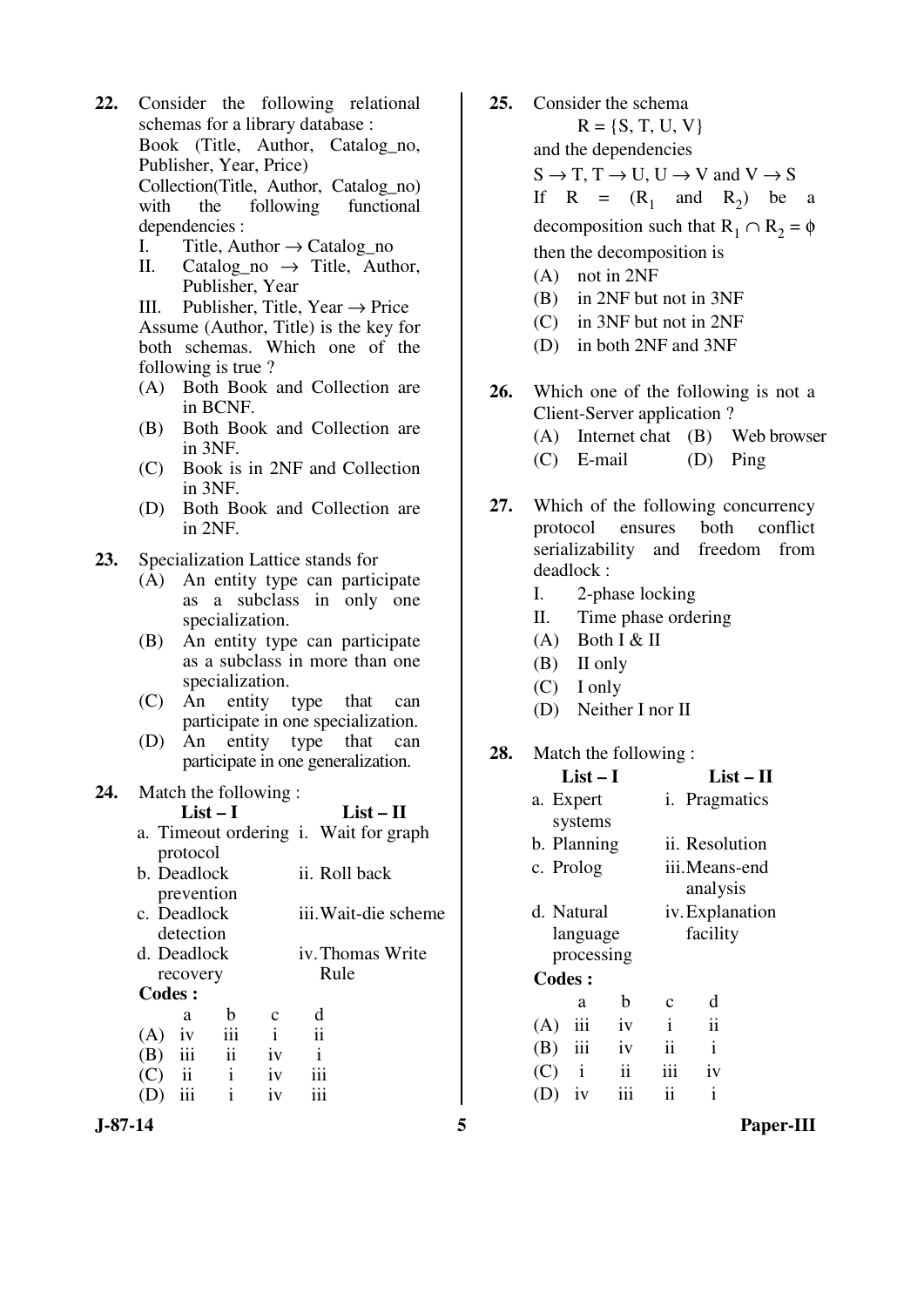22. Consider the following relational schemas for a library database :
Book (Title, Author, Catalog_no, Publisher, Year, Price)
Collection(Title, Author, Catalog_no)
with the following functional dependencies :
I. Title, Author → Catalog_no
II. Catalog_no → Title, Author, Publisher, Year
III. Publisher, Title, Year → Price
Assume (Author, Title) is the key for both schemas. Which one of the following is true ?
(A) Both Book and Collection are in BCNF.
(B) Both Book and Collection are in 3NF.
(C) Book is in 2NF and Collection in 3NF.
(D) Both Book and Collection are in 2NF.

23. Specialization Lattice stands for
(A) An entity type can participate as a subclass in only one specialization.
(B) An entity type can participate as a subclass in more than one specialization.
(C) An entity type that can participate in one specialization.
(D) An entity type that can participate in one generalization.

24. Match the following :

| List – I | List – II |
|---|---|
| a. Timeout ordering protocol | i. Wait for graph |
| b. Deadlock prevention | ii. Roll back |
| c. Deadlock detection | iii. Wait-die scheme |
| d. Deadlock recovery | iv. Thomas Write Rule |

**Codes :**

| | a | b | c | d |
|---|---|---|---|---|
| (A) | iv | iii | i | ii |
| (B) | iii | ii | iv | i |
| (C) | ii | i | iv | iii |
| (D) | iii | i | iv | iii |

25. Consider the schema
$R = \{S, T, U, V\}$
and the dependencies
$S \rightarrow T, T \rightarrow U, U \rightarrow V$ and $V \rightarrow S$
If $R = (R_1$ and $R_2)$ be a decomposition such that $R_1 \cap R_2 = \phi$ then the decomposition is
(A) not in 2NF
(B) in 2NF but not in 3NF
(C) in 3NF but not in 2NF
(D) in both 2NF and 3NF

26. Which one of the following is not a Client-Server application ?
(A) Internet chat
(B) Web browser
(C) E-mail
(D) Ping

27. Which of the following concurrency protocol ensures both conflict serializability and freedom from deadlock :
I. 2-phase locking
II. Time phase ordering
(A) Both I & II
(B) II only
(C) I only
(D) Neither I nor II

28. Match the following :

| List – I | List – II |
|---|---|
| a. Expert systems | i. Pragmatics |
| b. Planning | ii. Resolution |
| c. Prolog | iii. Means-end analysis |
| d. Natural language processing | iv. Explanation facility |

**Codes :**

| | a | b | c | d |
|---|---|---|---|---|
| (A) | iii | iv | i | ii |
| (B) | iii | iv | ii | i |
| (C) | i | ii | iii | iv |
| (D) | iv | iii | ii | i |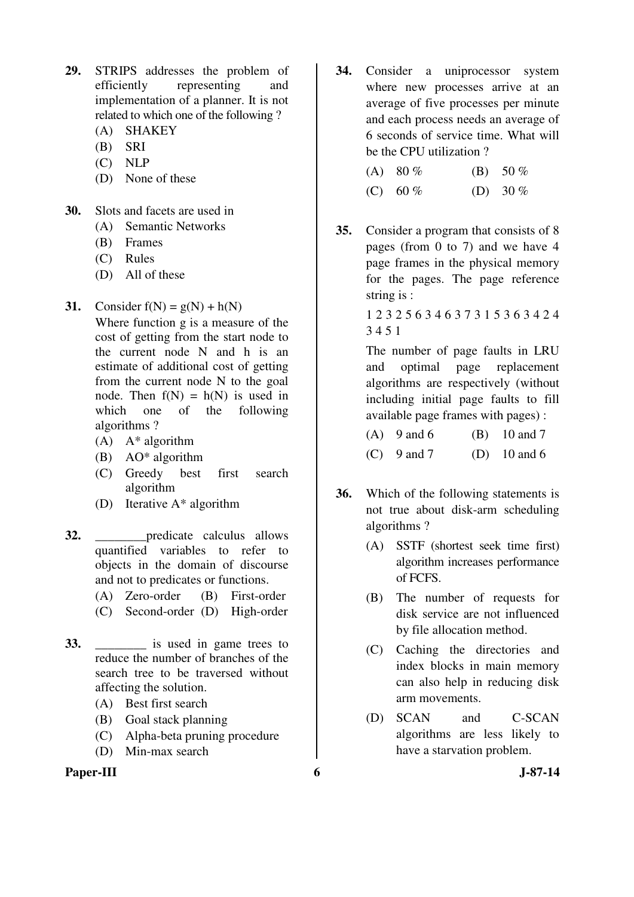**29.** STRIPS addresses the problem of efficiently representing and implementation of a planner. It is not related to which one of the following ?

(A) SHAKEY
(B) SRI
(C) NLP
(D) None of these

**30.** Slots and facets are used in

(A) Semantic Networks
(B) Frames
(C) Rules
(D) All of these

**31.** Consider $f(N) = g(N) + h(N)$
Where function g is a measure of the cost of getting from the start node to the current node N and h is an estimate of additional cost of getting from the current node N to the goal node. Then $f(N) = h(N)$ is used in which one of the following algorithms ?

(A) A* algorithm
(B) AO* algorithm
(C) Greedy best first search algorithm
(D) Iterative A* algorithm

**32.** ________predicate calculus allows quantified variables to refer to objects in the domain of discourse and not to predicates or functions.

(A) Zero-order (B) First-order
(C) Second-order (D) High-order

**33.** ________ is used in game trees to reduce the number of branches of the search tree to be traversed without affecting the solution.

(A) Best first search
(B) Goal stack planning
(C) Alpha-beta pruning procedure
(D) Min-max search

**34.** Consider a uniprocessor system where new processes arrive at an average of five processes per minute and each process needs an average of 6 seconds of service time. What will be the CPU utilization ?

(A) 80 % (B) 50 %
(C) 60 % (D) 30 %

**35.** Consider a program that consists of 8 pages (from 0 to 7) and we have 4 page frames in the physical memory for the pages. The page reference string is :

1 2 3 2 5 6 3 4 6 3 7 3 1 5 3 6 3 4 2 4 3 4 5 1

The number of page faults in LRU and optimal page replacement algorithms are respectively (without including initial page faults to fill available page frames with pages) :

(A) 9 and 6 (B) 10 and 7
(C) 9 and 7 (D) 10 and 6

**36.** Which of the following statements is not true about disk-arm scheduling algorithms ?

(A) SSTF (shortest seek time first) algorithm increases performance of FCFS.
(B) The number of requests for disk service are not influenced by file allocation method.
(C) Caching the directories and index blocks in main memory can also help in reducing disk arm movements.
(D) SCAN and C-SCAN algorithms are less likely to have a starvation problem.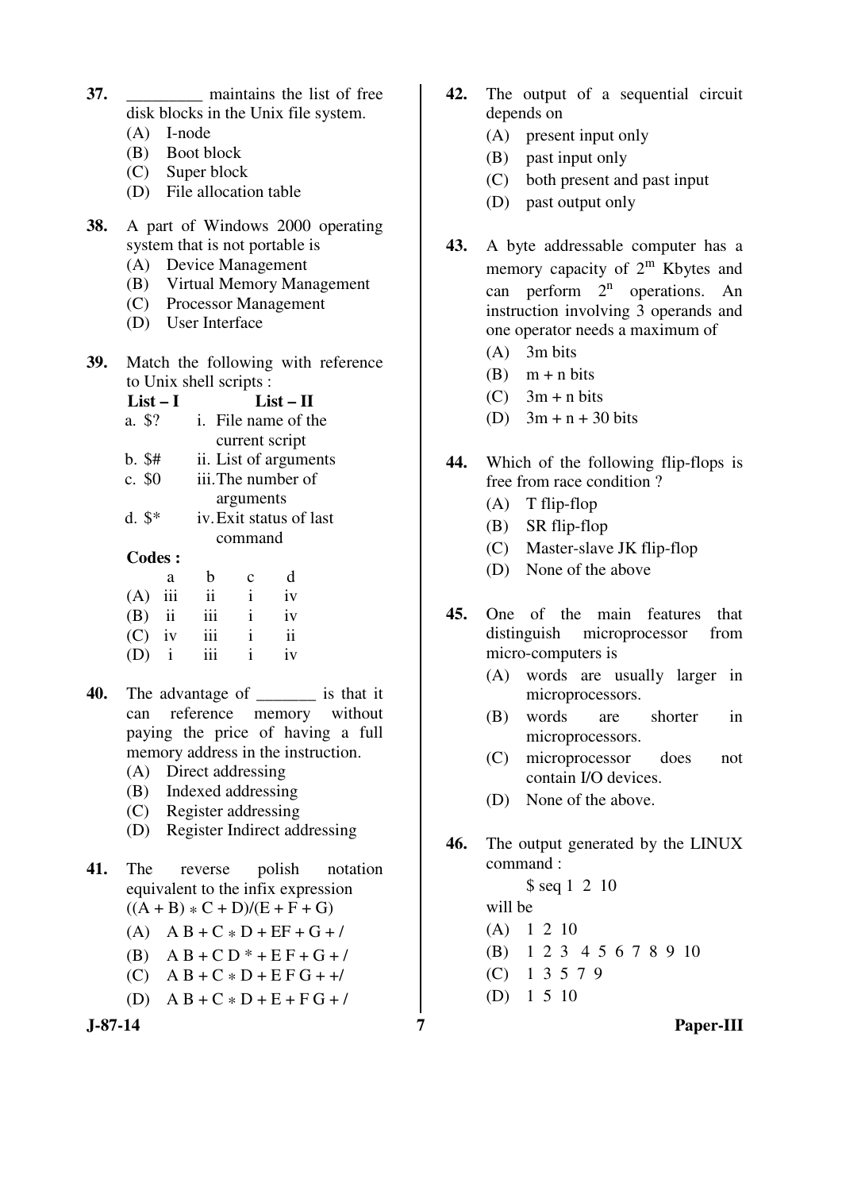**37.** _________ maintains the list of free disk blocks in the Unix file system.

(A) I-node
(B) Boot block
(C) Super block
(D) File allocation table

**38.** A part of Windows 2000 operating system that is not portable is

(A) Device Management
(B) Virtual Memory Management
(C) Processor Management
(D) User Interface

**39.** Match the following with reference to Unix shell scripts :

| **List – I** | **List – II** |
|---|---|
| a. $? | i. File name of the current script |
| b. $# | ii. List of arguments |
| c. $0 | iii. The number of arguments |
| d. $* | iv. Exit status of last command |

**Codes :**

| | a | b | c | d |
|---|---|---|---|---|
| (A) | iii | ii | i | iv |
| (B) | ii | iii | i | iv |
| (C) | iv | iii | i | ii |
| (D) | i | iii | i | iv |

**40.** The advantage of _______ is that it can reference memory without paying the price of having a full memory address in the instruction.

(A) Direct addressing
(B) Indexed addressing
(C) Register addressing
(D) Register Indirect addressing

**41.** The reverse polish notation equivalent to the infix expression ((A + B) * C + D)/(E + F + G)

(A) A B + C * D + EF + G + /
(B) A B + C D * + E F + G + /
(C) A B + C * D + E F G + +/
(D) A B + C * D + E + F G + /

**42.** The output of a sequential circuit depends on

(A) present input only
(B) past input only
(C) both present and past input
(D) past output only

**43.** A byte addressable computer has a memory capacity of $2^m$ Kbytes and can perform $2^n$ operations. An instruction involving 3 operands and one operator needs a maximum of

(A) 3m bits
(B) m + n bits
(C) 3m + n bits
(D) 3m + n + 30 bits

**44.** Which of the following flip-flops is free from race condition ?

(A) T flip-flop
(B) SR flip-flop
(C) Master-slave JK flip-flop
(D) None of the above

**45.** One of the main features that distinguish microprocessor from micro-computers is

(A) words are usually larger in microprocessors.
(B) words are shorter in microprocessors.
(C) microprocessor does not contain I/O devices.
(D) None of the above.

**46.** The output generated by the LINUX command :

$ seq 1 2 10

will be

(A) 1 2 10
(B) 1 2 3 4 5 6 7 8 9 10
(C) 1 3 5 7 9
(D) 1 5 10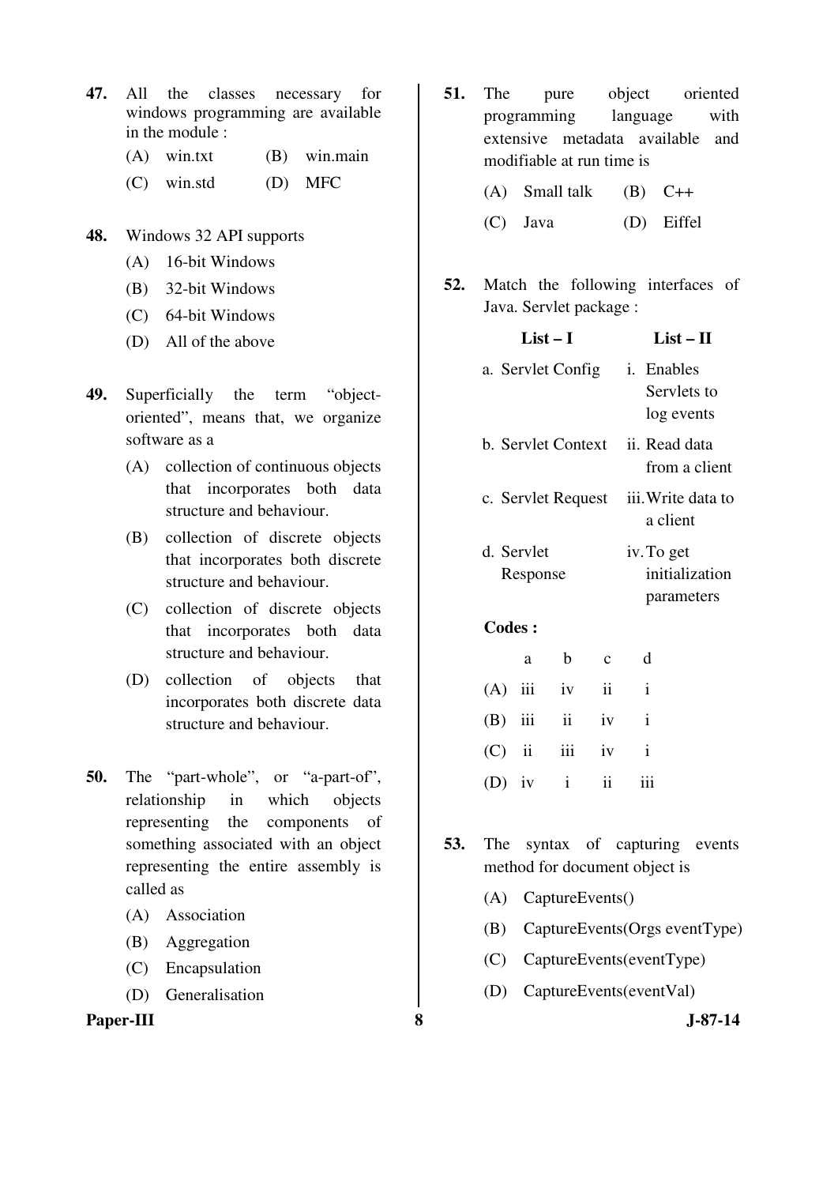**47.** All the classes necessary for windows programming are available in the module :

(A) win.txt (B) win.main

(C) win.std (D) MFC

**48.** Windows 32 API supports

(A) 16-bit Windows

(B) 32-bit Windows

(C) 64-bit Windows

(D) All of the above

**49.** Superficially the term "object-oriented", means that, we organize software as a

(A) collection of continuous objects that incorporates both data structure and behaviour.

(B) collection of discrete objects that incorporates both discrete structure and behaviour.

(C) collection of discrete objects that incorporates both data structure and behaviour.

(D) collection of objects that incorporates both discrete data structure and behaviour.

**50.** The "part-whole", or "a-part-of", relationship in which objects representing the components of something associated with an object representing the entire assembly is called as

(A) Association

(B) Aggregation

(C) Encapsulation

(D) Generalisation

**51.** The pure object oriented programming language with extensive metadata available and modifiable at run time is

(A) Small talk (B) C++

(C) Java (D) Eiffel

**52.** Match the following interfaces of Java. Servlet package :

| List – I | List – II |
|---|---|
| a. Servlet Config | i. Enables Servlets to log events |
| b. Servlet Context | ii. Read data from a client |
| c. Servlet Request | iii. Write data to a client |
| d. Servlet Response | iv. To get initialization parameters |

**Codes :**

| | a | b | c | d |
|---|---|---|---|---|
| (A) | iii | iv | ii | i |
| (B) | iii | ii | iv | i |
| (C) | ii | iii | iv | i |
| (D) | iv | i | ii | iii |

**53.** The syntax of capturing events method for document object is

(A) CaptureEvents()

(B) CaptureEvents(Orgs eventType)

(C) CaptureEvents(eventType)

(D) CaptureEvents(eventVal)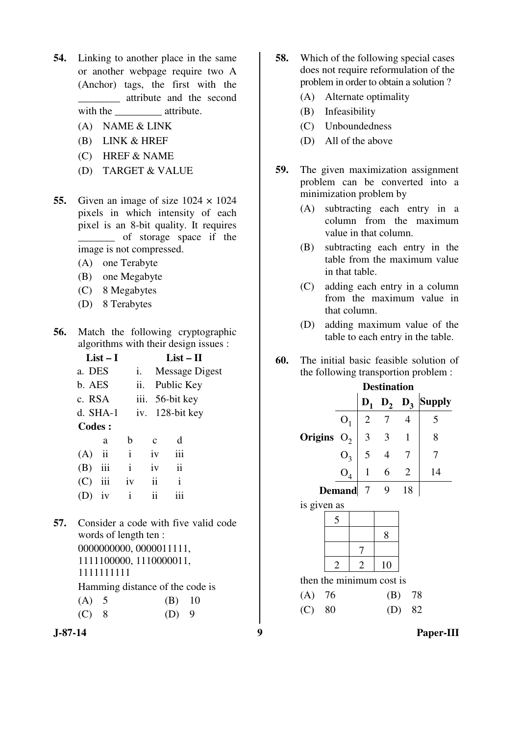**54.** Linking to another place in the same or another webpage require two A (Anchor) tags, the first with the ________ attribute and the second with the _________ attribute.

(A) NAME & LINK

(B) LINK & HREF

(C) HREF & NAME

(D) TARGET & VALUE

**55.** Given an image of size 1024 × 1024 pixels in which intensity of each pixel is an 8-bit quality. It requires _______ of storage space if the image is not compressed.

(A) one Terabyte

(B) one Megabyte

(C) 8 Megabytes

(D) 8 Terabytes

**56.** Match the following cryptographic algorithms with their design issues :

| List – I | List – II |
|---|---|
| a. DES | i. Message Digest |
| b. AES | ii. Public Key |
| c. RSA | iii. 56-bit key |
| d. SHA-1 | iv. 128-bit key |

**Codes :**

| | a | b | c | d |
|---|---|---|---|---|
| (A) | ii | i | iv | iii |
| (B) | iii | i | iv | ii |
| (C) | iii | iv | ii | i |
| (D) | iv | i | ii | iii |

**57.** Consider a code with five valid code words of length ten :
0000000000, 0000011111, 1111100000, 1110000011, 1111111111

Hamming distance of the code is

(A) 5 (B) 10

(C) 8 (D) 9

**58.** Which of the following special cases does not require reformulation of the problem in order to obtain a solution ?

(A) Alternate optimality

(B) Infeasibility

(C) Unboundedness

(D) All of the above

**59.** The given maximization assignment problem can be converted into a minimization problem by

(A) subtracting each entry in a column from the maximum value in that column.

(B) subtracting each entry in the table from the maximum value in that table.

(C) adding each entry in a column from the maximum value in that column.

(D) adding maximum value of the table to each entry in the table.

**60.** The initial basic feasible solution of the following transportion problem :

| | | **Destination** | | | |
|---|---|---|---|---|---|
| | | $D_1$ | $D_2$ | $D_3$ | **Supply** |
| **Origins** | $O_1$ | 2 | 7 | 4 | 5 |
| | $O_2$ | 3 | 3 | 1 | 8 |
| | $O_3$ | 5 | 4 | 7 | 7 |
| | $O_4$ | 1 | 6 | 2 | 14 |
| **Demand** | | 7 | 9 | 18 | |

is given as

| | | |
|---|---|---|
| 5 | | |
| | | 8 |
| | 7 | |
| 2 | 2 | 10 |

then the minimum cost is

(A) 76 (B) 78

(C) 80 (D) 82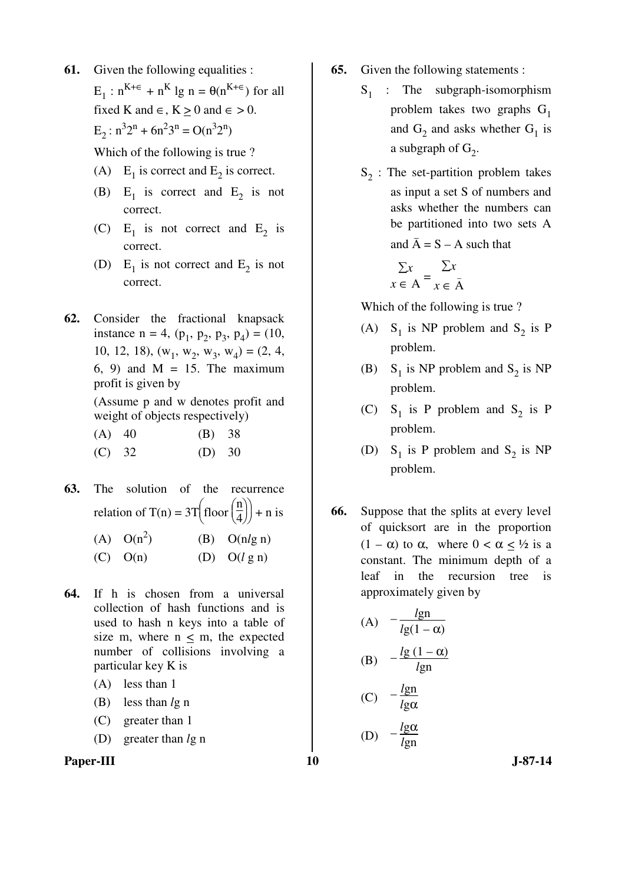**61.** Given the following equalities :

$E_1 : n^{K+\in} + n^K \lg n = \theta(n^{K+\in})$ for all fixed K and $\in$, $K \geq 0$ and $\in > 0$.

$E_2 : n^3 2^n + 6n^2 3^n = O(n^3 2^n)$

Which of the following is true ?

(A) $E_1$ is correct and $E_2$ is correct.

(B) $E_1$ is correct and $E_2$ is not correct.

(C) $E_1$ is not correct and $E_2$ is correct.

(D) $E_1$ is not correct and $E_2$ is not correct.

**62.** Consider the fractional knapsack instance n = 4, $(p_1, p_2, p_3, p_4) = (10, 10, 12, 18)$, $(w_1, w_2, w_3, w_4) = (2, 4, 6, 9)$ and M = 15. The maximum profit is given by

(Assume p and w denotes profit and weight of objects respectively)

(A) 40 (B) 38

(C) 32 (D) 30

**63.** The solution of the recurrence relation of $T(n) = 3T\left(\text{floor}\left(\frac{n}{4}\right)\right) + n$ is

(A) $O(n^2)$ (B) $O(n\,lg\, n)$

(C) $O(n)$ (D) $O(l\,g\, n)$

**64.** If h is chosen from a universal collection of hash functions and is used to hash n keys into a table of size m, where $n \leq m$, the expected number of collisions involving a particular key K is

(A) less than 1

(B) less than $lg$ n

(C) greater than 1

(D) greater than $lg$ n

**65.** Given the following statements :

$S_1$ : The subgraph-isomorphism problem takes two graphs $G_1$ and $G_2$ and asks whether $G_1$ is a subgraph of $G_2$.

$S_2$ : The set-partition problem takes as input a set S of numbers and asks whether the numbers can be partitioned into two sets A and $\bar{A} = S - A$ such that

$$\sum_{x \in A} x = \sum_{x \in \bar{A}} x$$

Which of the following is true ?

(A) $S_1$ is NP problem and $S_2$ is P problem.

(B) $S_1$ is NP problem and $S_2$ is NP problem.

(C) $S_1$ is P problem and $S_2$ is P problem.

(D) $S_1$ is P problem and $S_2$ is NP problem.

**66.** Suppose that the splits at every level of quicksort are in the proportion $(1 - \alpha)$ to $\alpha$, where $0 < \alpha \leq ½$ is a constant. The minimum depth of a leaf in the recursion tree is approximately given by

(A) $-\dfrac{lg n}{lg(1 - \alpha)}$

(B) $-\dfrac{lg(1 - \alpha)}{lg n}$

(C) $-\dfrac{lg n}{lg \alpha}$

(D) $-\dfrac{lg \alpha}{lg n}$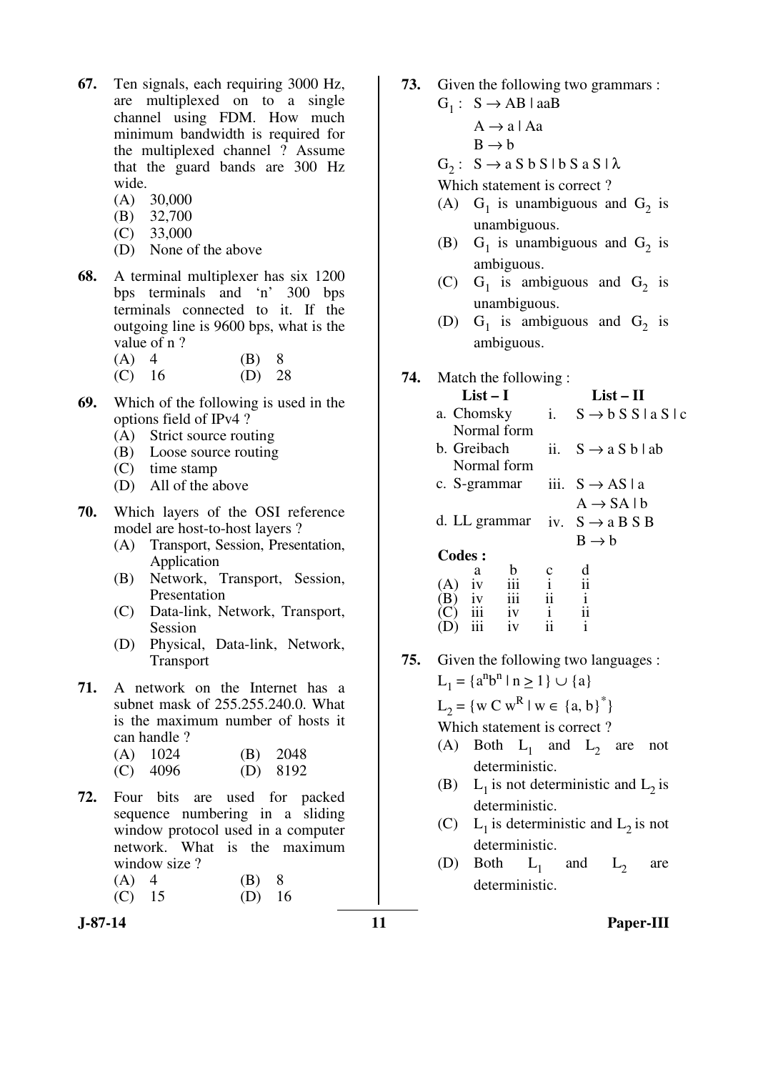**67.** Ten signals, each requiring 3000 Hz, are multiplexed on to a single channel using FDM. How much minimum bandwidth is required for the multiplexed channel ? Assume that the guard bands are 300 Hz wide.

(A) 30,000
(B) 32,700
(C) 33,000
(D) None of the above

**68.** A terminal multiplexer has six 1200 bps terminals and 'n' 300 bps terminals connected to it. If the outgoing line is 9600 bps, what is the value of n ?

(A) 4 (B) 8
(C) 16 (D) 28

**69.** Which of the following is used in the options field of IPv4 ?

(A) Strict source routing
(B) Loose source routing
(C) time stamp
(D) All of the above

**70.** Which layers of the OSI reference model are host-to-host layers ?

(A) Transport, Session, Presentation, Application
(B) Network, Transport, Session, Presentation
(C) Data-link, Network, Transport, Session
(D) Physical, Data-link, Network, Transport

**71.** A network on the Internet has a subnet mask of 255.255.240.0. What is the maximum number of hosts it can handle ?

(A) 1024 (B) 2048
(C) 4096 (D) 8192

**72.** Four bits are used for packed sequence numbering in a sliding window protocol used in a computer network. What is the maximum window size ?

(A) 4 (B) 8
(C) 15 (D) 16

**73.** Given the following two grammars :

$G_1$ : $S \rightarrow AB \mid aaB$
$A \rightarrow a \mid Aa$
$B \rightarrow b$

$G_2$ : $S \rightarrow a\,S\,b\,S \mid b\,S\,a\,S \mid \lambda$

Which statement is correct ?

(A) $G_1$ is unambiguous and $G_2$ is unambiguous.
(B) $G_1$ is unambiguous and $G_2$ is ambiguous.
(C) $G_1$ is ambiguous and $G_2$ is unambiguous.
(D) $G_1$ is ambiguous and $G_2$ is ambiguous.

**74.** Match the following :

| List – I | List – II |
|---|---|
| a. Chomsky Normal form | i. $S \rightarrow b\,S\,S \mid a\,S \mid c$ |
| b. Greibach Normal form | ii. $S \rightarrow a\,S\,b \mid ab$ |
| c. S-grammar | iii. $S \rightarrow AS \mid a$, $A \rightarrow SA \mid b$ |
| d. LL grammar | iv. $S \rightarrow a\,B\,S\,B$, $B \rightarrow b$ |

**Codes :**

| | a | b | c | d |
|---|---|---|---|---|
| (A) | iv | iii | i | ii |
| (B) | iv | iii | ii | i |
| (C) | iii | iv | i | ii |
| (D) | iii | iv | ii | i |

**75.** Given the following two languages :

$L_1 = \{a^n b^n \mid n \geq 1\} \cup \{a\}$

$L_2 = \{w\,C\,w^R \mid w \in \{a, b\}^*\}$

Which statement is correct ?

(A) Both $L_1$ and $L_2$ are not deterministic.
(B) $L_1$ is not deterministic and $L_2$ is deterministic.
(C) $L_1$ is deterministic and $L_2$ is not deterministic.
(D) Both $L_1$ and $L_2$ are deterministic.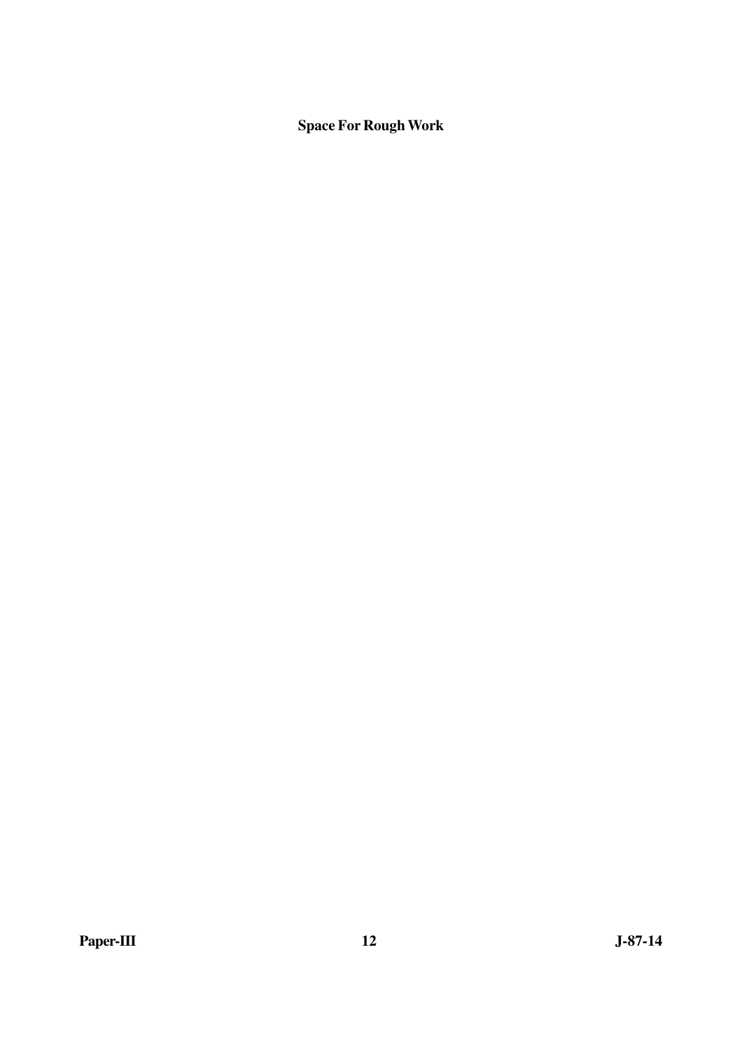**Space For Rough Work**